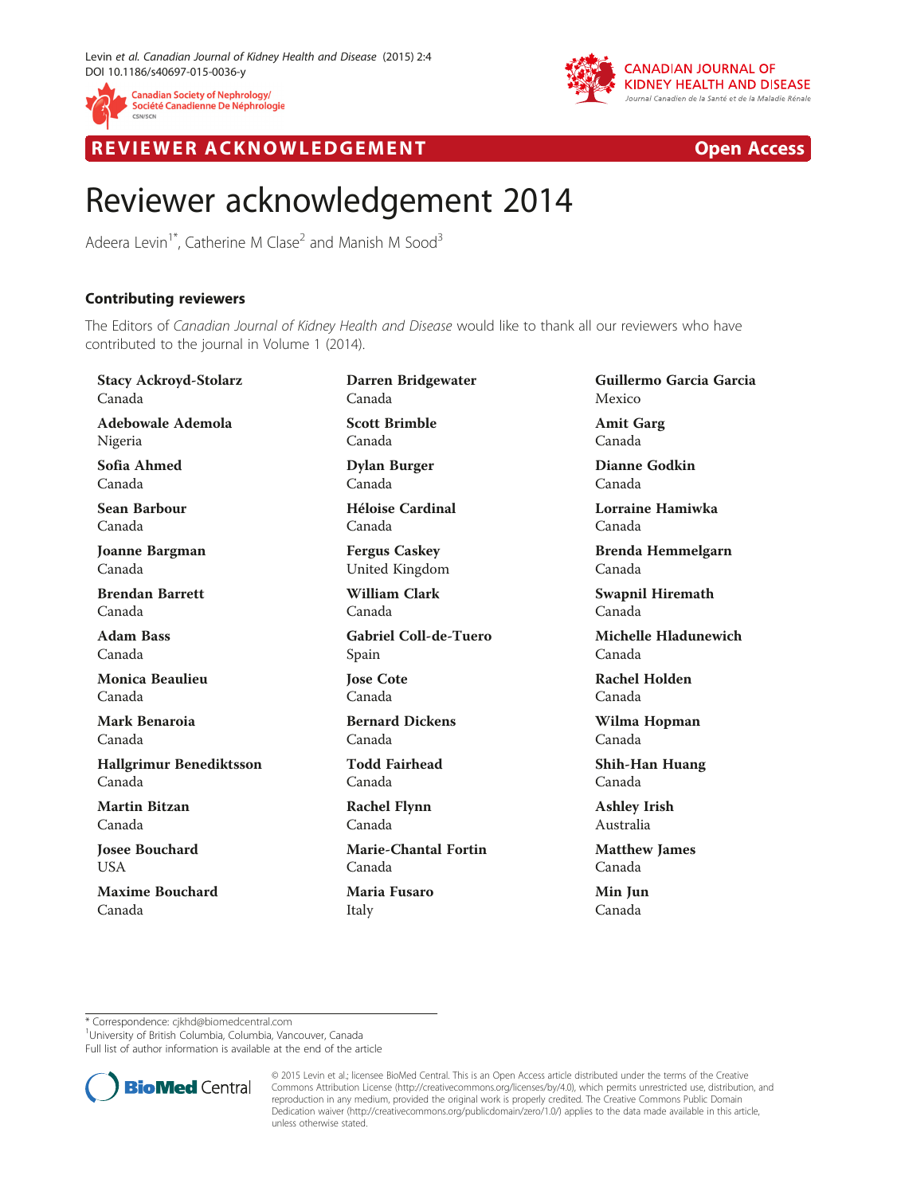REVIEWER ACKNOWLEDGEMENT Open Access

# Reviewer acknowledgement 2014

Adeera Levin[1*], Catherine M Clase[2] and Manish M Sood[3]

## Contributing reviewers

The Editors of *Canadian Journal of Kidney Health and Disease* would like to thank all our reviewers who have contributed to the journal in Volume 1 (2014).

**Stacy Ackroyd-Stolarz**
Canada

**Adebowale Ademola**
Nigeria

**Sofia Ahmed**
Canada

**Sean Barbour**
Canada

**Joanne Bargman**
Canada

**Brendan Barrett**
Canada

**Adam Bass**
Canada

**Monica Beaulieu**
Canada

**Mark Benaroia**
Canada

**Hallgrimur Benediktsson**
Canada

**Martin Bitzan**
Canada

**Josee Bouchard**
USA

**Maxime Bouchard**
Canada

**Darren Bridgewater**
Canada

**Scott Brimble**
Canada

**Dylan Burger**
Canada

**Héloise Cardinal**
Canada

**Fergus Caskey**
United Kingdom

**William Clark**
Canada

**Gabriel Coll-de-Tuero**
Spain

**Jose Cote**
Canada

**Bernard Dickens**
Canada

**Todd Fairhead**
Canada

**Rachel Flynn**
Canada

**Marie-Chantal Fortin**
Canada

**Maria Fusaro**
Italy

**Guillermo Garcia Garcia**
Mexico

**Amit Garg**
Canada

**Dianne Godkin**
Canada

**Lorraine Hamiwka**
Canada

**Brenda Hemmelgarn**
Canada

**Swapnil Hiremath**
Canada

**Michelle Hladunewich**
Canada

**Rachel Holden**
Canada

**Wilma Hopman**
Canada

**Shih-Han Huang**
Canada

**Ashley Irish**
Australia

**Matthew James**
Canada

**Min Jun**
Canada

\* Correspondence: cjkhd@biomedcentral.com
[1]University of British Columbia, Columbia, Vancouver, Canada
Full list of author information is available at the end of the article

© 2015 Levin et al.; licensee BioMed Central. This is an Open Access article distributed under the terms of the Creative Commons Attribution License (http://creativecommons.org/licenses/by/4.0), which permits unrestricted use, distribution, and reproduction in any medium, provided the original work is properly credited. The Creative Commons Public Domain Dedication waiver (http://creativecommons.org/publicdomain/zero/1.0/) applies to the data made available in this article, unless otherwise stated.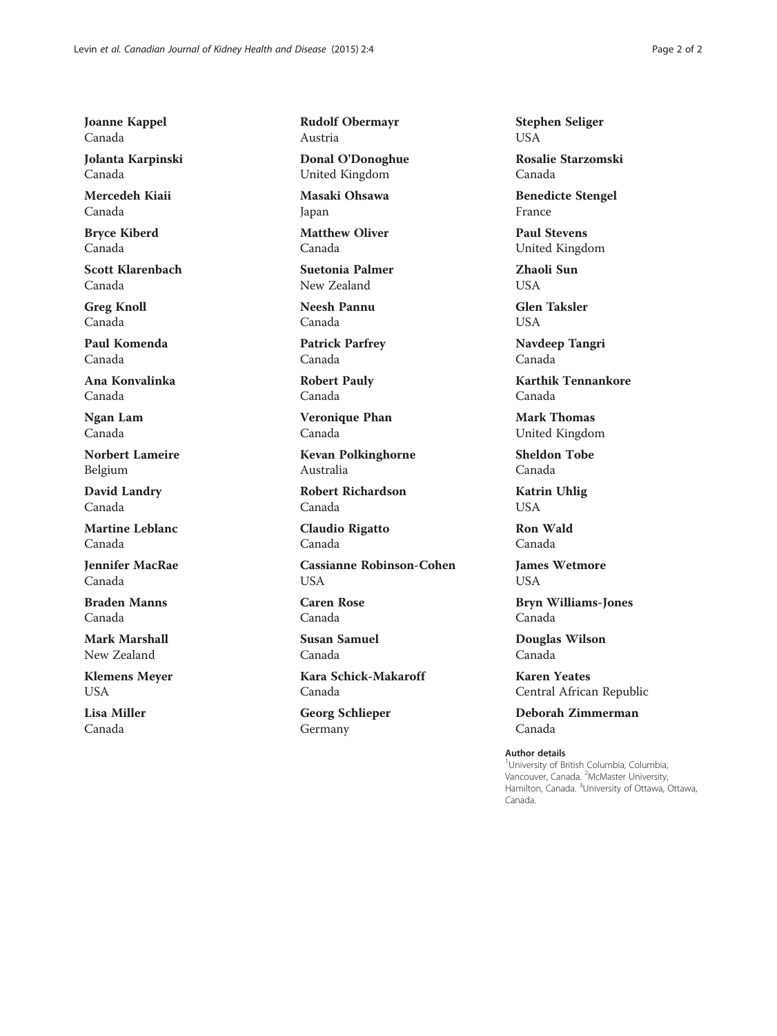**Joanne Kappel**
Canada

**Jolanta Karpinski**
Canada

**Mercedeh Kiaii**
Canada

**Bryce Kiberd**
Canada

**Scott Klarenbach**
Canada

**Greg Knoll**
Canada

**Paul Komenda**
Canada

**Ana Konvalinka**
Canada

**Ngan Lam**
Canada

**Norbert Lameire**
Belgium

**David Landry**
Canada

**Martine Leblanc**
Canada

**Jennifer MacRae**
Canada

**Braden Manns**
Canada

**Mark Marshall**
New Zealand

**Klemens Meyer**
USA

**Lisa Miller**
Canada

**Rudolf Obermayr**
Austria

**Donal O'Donoghue**
United Kingdom

**Masaki Ohsawa**
Japan

**Matthew Oliver**
Canada

**Suetonia Palmer**
New Zealand

**Neesh Pannu**
Canada

**Patrick Parfrey**
Canada

**Robert Pauly**
Canada

**Veronique Phan**
Canada

**Kevan Polkinghorne**
Australia

**Robert Richardson**
Canada

**Claudio Rigatto**
Canada

**Cassianne Robinson-Cohen**
USA

**Caren Rose**
Canada

**Susan Samuel**
Canada

**Kara Schick-Makaroff**
Canada

**Georg Schlieper**
Germany

**Stephen Seliger**
USA

**Rosalie Starzomski**
Canada

**Benedicte Stengel**
France

**Paul Stevens**
United Kingdom

**Zhaoli Sun**
USA

**Glen Taksler**
USA

**Navdeep Tangri**
Canada

**Karthik Tennankore**
Canada

**Mark Thomas**
United Kingdom

**Sheldon Tobe**
Canada

**Katrin Uhlig**
USA

**Ron Wald**
Canada

**James Wetmore**
USA

**Bryn Williams-Jones**
Canada

**Douglas Wilson**
Canada

**Karen Yeates**
Central African Republic

**Deborah Zimmerman**
Canada

**Author details**

[1]University of British Columbia, Columbia, Vancouver, Canada. [2]McMaster University, Hamilton, Canada. [3]University of Ottawa, Ottawa, Canada.